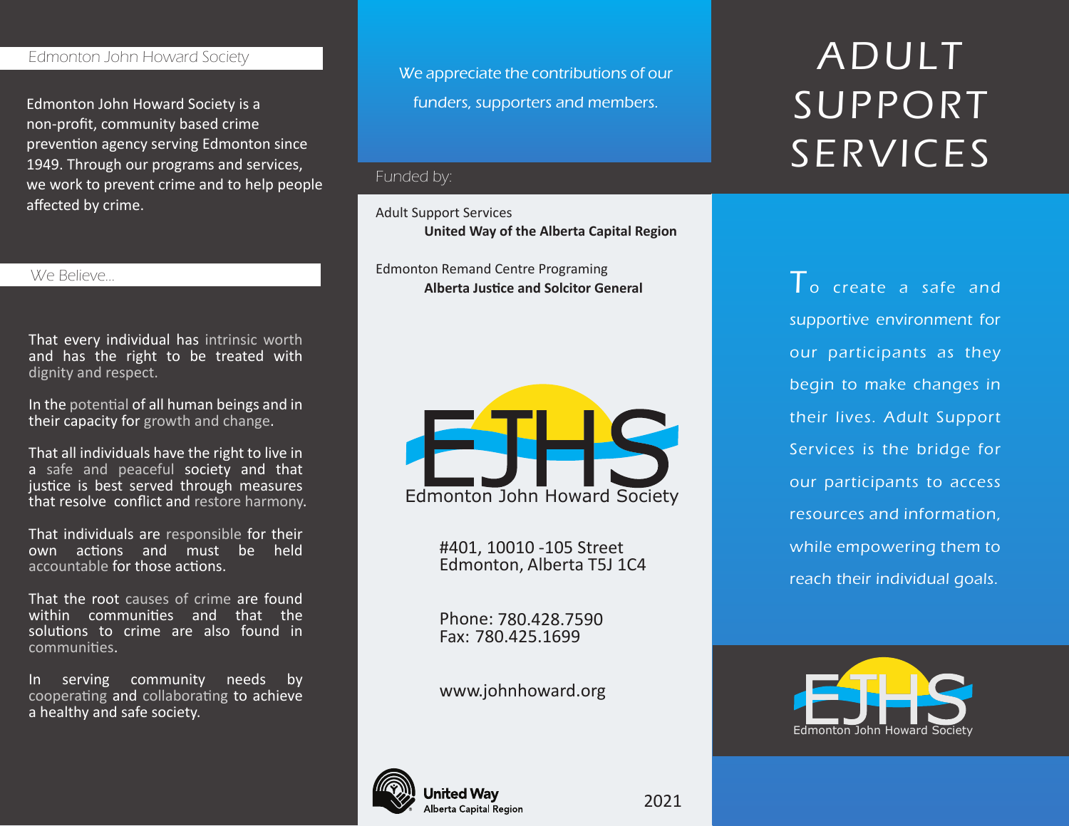## Edmonton John Howard Society

Edmonton John Howard Society is a non-profit, community based crime prevention agency serving Edmonton since 1949. Through our programs and services, we work to prevent crime and to help people affected by crime.

## We Believe...

That every individual has intrinsic worth and has the right to be treated with dignity and respect.

In the potential of all human beings and in their capacity for growth and change.

That all individuals have the right to live in a safe and peaceful society and that justice is best served through measures that resolve conflict and restore harmony.

That individuals are responsible for their own actions and must be held accountable for those actions.

That the root causes of crime are found within communities and that the solutions to crime are also found in communities.

In serving community needs by cooperating and collaborating to achieve a healthy and safe society.

*We appreciate the contributions of our funders, supporters and members.*

Funded by:

Adult Support Services
**United Way of the Alberta Capital Region**

Edmonton Remand Centre Programing
**Alberta Justice and Solcitor General**

EJHS
Edmonton John Howard Society

#401, 10010 -105 Street
Edmonton, Alberta T5J 1C4

Phone: 780.428.7590
Fax: 780.425.1699

www.johnhoward.org

United Way Alberta Capital Region

2021

# ADULT SUPPORT SERVICES

To create a safe and supportive environment for our participants as they begin to make changes in their lives. Adult Support Services is the bridge for our participants to access resources and information, while empowering them to reach their individual goals.

EJHS
Edmonton John Howard Society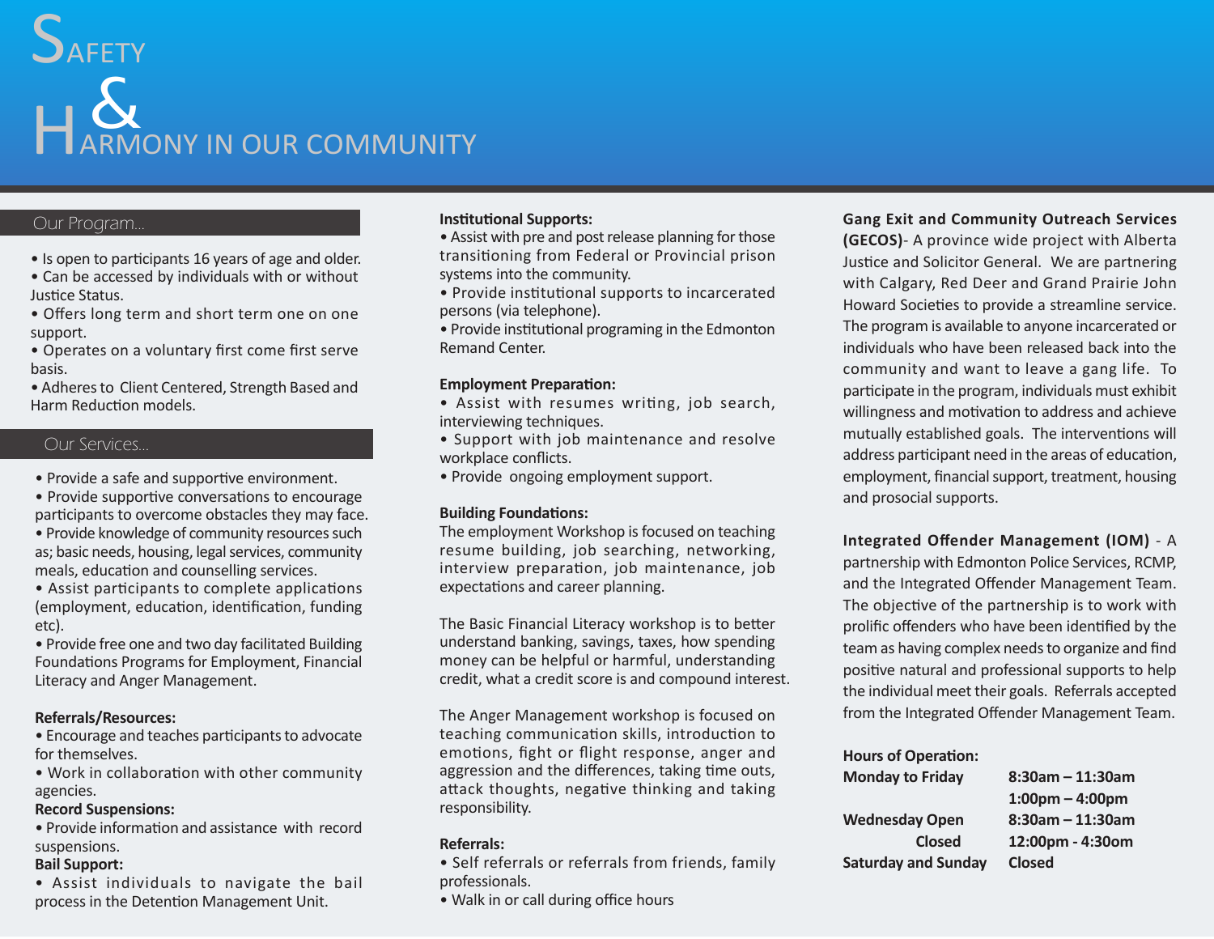# Safety & Harmony in Our Community

## Our Program...

- Is open to participants 16 years of age and older.
- Can be accessed by individuals with or without Justice Status.
- Offers long term and short term one on one support.
- Operates on a voluntary first come first serve basis.
- Adheres to Client Centered, Strength Based and Harm Reduction models.

## Our Services...

- Provide a safe and supportive environment.
- Provide supportive conversations to encourage participants to overcome obstacles they may face.
- Provide knowledge of community resources such as; basic needs, housing, legal services, community meals, education and counselling services.
- Assist participants to complete applications (employment, education, identification, funding etc).
- Provide free one and two day facilitated Building Foundations Programs for Employment, Financial Literacy and Anger Management.

**Referrals/Resources:**

- Encourage and teaches participants to advocate for themselves.
- Work in collaboration with other community agencies.

**Record Suspensions:**

- Provide information and assistance with record suspensions.

**Bail Support:**

- Assist individuals to navigate the bail process in the Detention Management Unit.

**Institutional Supports:**

- Assist with pre and post release planning for those transitioning from Federal or Provincial prison systems into the community.
- Provide institutional supports to incarcerated persons (via telephone).
- Provide institutional programing in the Edmonton Remand Center.

**Employment Preparation:**

- Assist with resumes writing, job search, interviewing techniques.
- Support with job maintenance and resolve workplace conflicts.
- Provide ongoing employment support.

**Building Foundations:**

The employment Workshop is focused on teaching resume building, job searching, networking, interview preparation, job maintenance, job expectations and career planning.

The Basic Financial Literacy workshop is to better understand banking, savings, taxes, how spending money can be helpful or harmful, understanding credit, what a credit score is and compound interest.

The Anger Management workshop is focused on teaching communication skills, introduction to emotions, fight or flight response, anger and aggression and the differences, taking time outs, attack thoughts, negative thinking and taking responsibility.

**Referrals:**

- Self referrals or referrals from friends, family professionals.
- Walk in or call during office hours

**Gang Exit and Community Outreach Services (GECOS)**- A province wide project with Alberta Justice and Solicitor General. We are partnering with Calgary, Red Deer and Grand Prairie John Howard Societies to provide a streamline service. The program is available to anyone incarcerated or individuals who have been released back into the community and want to leave a gang life. To participate in the program, individuals must exhibit willingness and motivation to address and achieve mutually established goals. The interventions will address participant need in the areas of education, employment, financial support, treatment, housing and prosocial supports.

**Integrated Offender Management (IOM)** - A partnership with Edmonton Police Services, RCMP, and the Integrated Offender Management Team. The objective of the partnership is to work with prolific offenders who have been identified by the team as having complex needs to organize and find positive natural and professional supports to help the individual meet their goals. Referrals accepted from the Integrated Offender Management Team.

**Hours of Operation:**

| | |
|---|---|
| **Monday to Friday** | **8:30am – 11:30am** |
| | **1:00pm – 4:00pm** |
| **Wednesday Open** | **8:30am – 11:30am** |
| **Closed** | **12:00pm - 4:30om** |
| **Saturday and Sunday** | **Closed** |